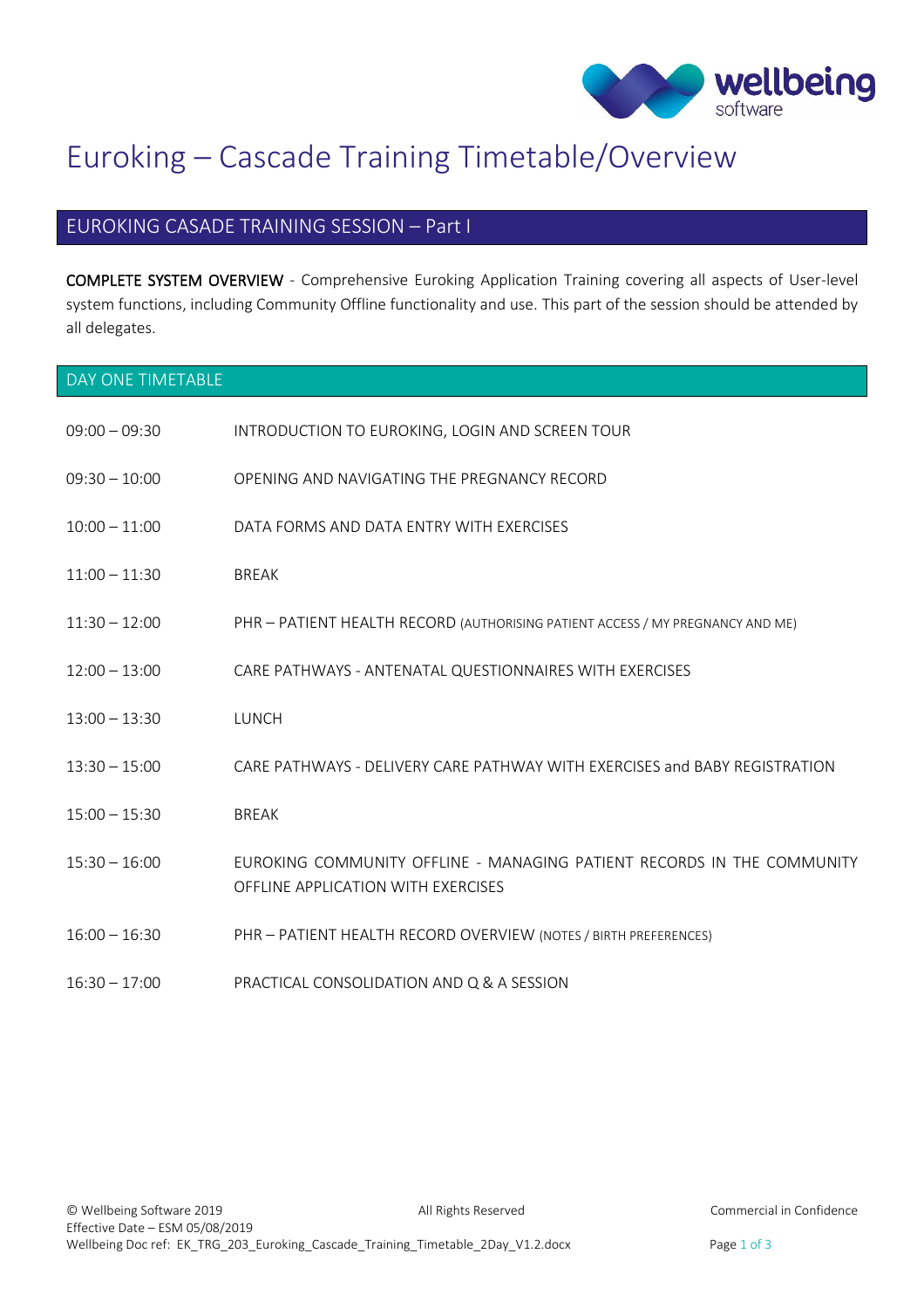# Euroking – Cascade Training Timetable/Overview

## EUROKING CASADE TRAINING SESSION – Part I

**COMPLETE SYSTEM OVERVIEW** - Comprehensive Euroking Application Training covering all aspects of User-level system functions, including Community Offline functionality and use. This part of the session should be attended by all delegates.

### DAY ONE TIMETABLE

| Time | Session |
|---|---|
| 09:00 – 09:30 | INTRODUCTION TO EUROKING, LOGIN AND SCREEN TOUR |
| 09:30 – 10:00 | OPENING AND NAVIGATING THE PREGNANCY RECORD |
| 10:00 – 11:00 | DATA FORMS AND DATA ENTRY WITH EXERCISES |
| 11:00 – 11:30 | BREAK |
| 11:30 – 12:00 | PHR – PATIENT HEALTH RECORD (AUTHORISING PATIENT ACCESS / MY PREGNANCY AND ME) |
| 12:00 – 13:00 | CARE PATHWAYS - ANTENATAL QUESTIONNAIRES WITH EXERCISES |
| 13:00 – 13:30 | LUNCH |
| 13:30 – 15:00 | CARE PATHWAYS - DELIVERY CARE PATHWAY WITH EXERCISES and BABY REGISTRATION |
| 15:00 – 15:30 | BREAK |
| 15:30 – 16:00 | EUROKING COMMUNITY OFFLINE - MANAGING PATIENT RECORDS IN THE COMMUNITY OFFLINE APPLICATION WITH EXERCISES |
| 16:00 – 16:30 | PHR – PATIENT HEALTH RECORD OVERVIEW (NOTES / BIRTH PREFERENCES) |
| 16:30 – 17:00 | PRACTICAL CONSOLIDATION AND Q & A SESSION |

© Wellbeing Software 2019 All Rights Reserved Commercial in Confidence
Effective Date – ESM 05/08/2019
Wellbeing Doc ref: EK_TRG_203_Euroking_Cascade_Training_Timetable_2Day_V1.2.docx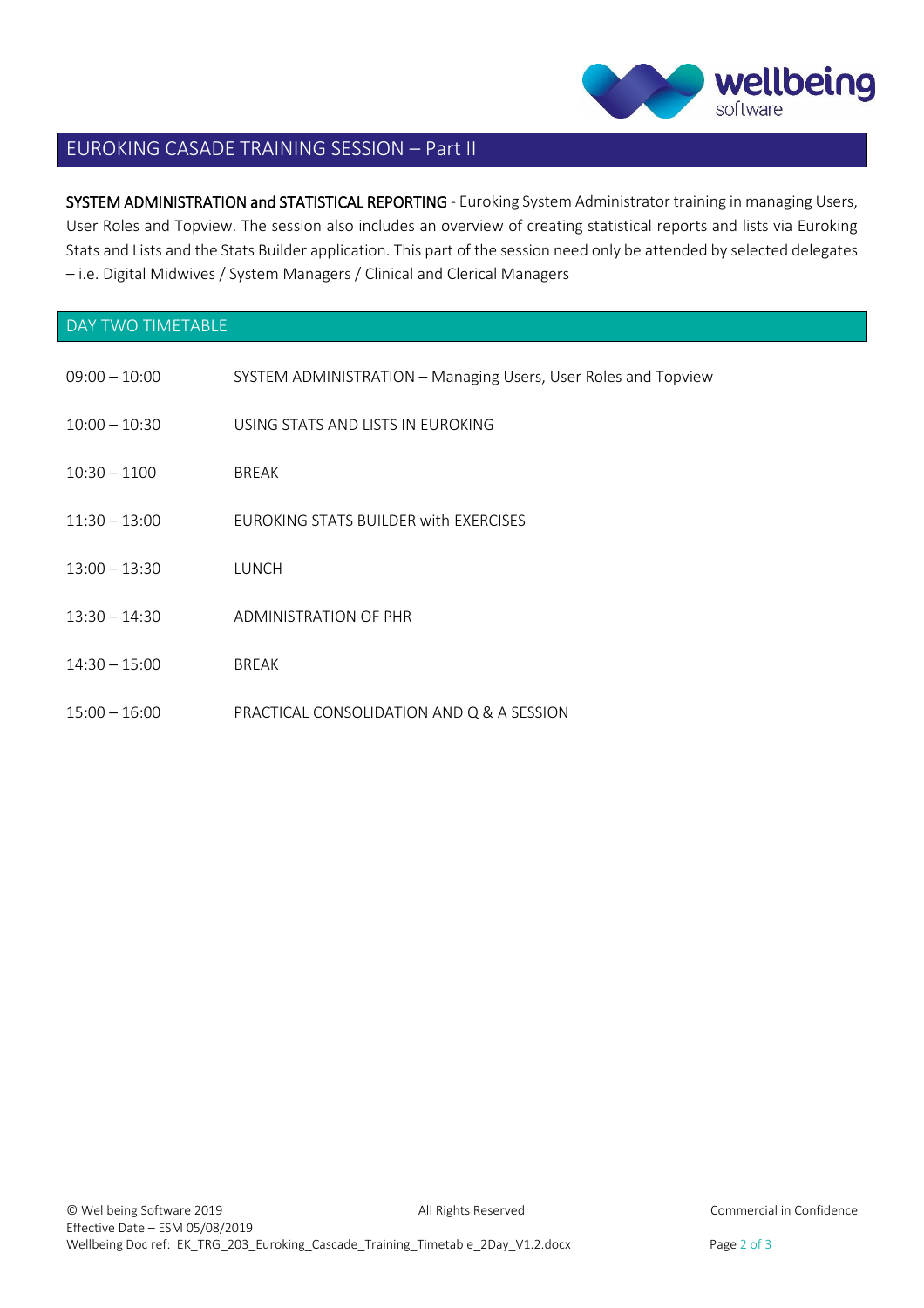## EUROKING CASADE TRAINING SESSION – Part II

**SYSTEM ADMINISTRATION and STATISTICAL REPORTING** - Euroking System Administrator training in managing Users, User Roles and Topview. The session also includes an overview of creating statistical reports and lists via Euroking Stats and Lists and the Stats Builder application. This part of the session need only be attended by selected delegates – i.e. Digital Midwives / System Managers / Clinical and Clerical Managers

## DAY TWO TIMETABLE

| | |
|---|---|
| 09:00 – 10:00 | SYSTEM ADMINISTRATION – Managing Users, User Roles and Topview |
| 10:00 – 10:30 | USING STATS AND LISTS IN EUROKING |
| 10:30 – 1100 | BREAK |
| 11:30 – 13:00 | EUROKING STATS BUILDER with EXERCISES |
| 13:00 – 13:30 | LUNCH |
| 13:30 – 14:30 | ADMINISTRATION OF PHR |
| 14:30 – 15:00 | BREAK |
| 15:00 – 16:00 | PRACTICAL CONSOLIDATION AND Q & A SESSION |

© Wellbeing Software 2019 All Rights Reserved Commercial in Confidence
Effective Date – ESM 05/08/2019
Wellbeing Doc ref: EK_TRG_203_Euroking_Cascade_Training_Timetable_2Day_V1.2.docx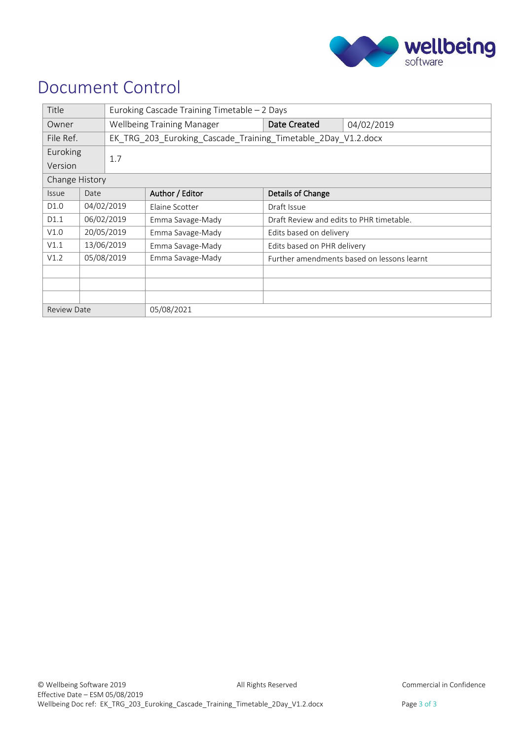# Document Control

| | | | | |
|---|---|---|---|---|
| Title | Euroking Cascade Training Timetable – 2 Days | | | |
| Owner | Wellbeing Training Manager | | **Date Created** | 04/02/2019 |
| File Ref. | EK_TRG_203_Euroking_Cascade_Training_Timetable_2Day_V1.2.docx | | | |
| Euroking Version | 1.7 | | | |
| Change History | | | | |
| Issue | Date | **Author / Editor** | **Details of Change** | |
| D1.0 | 04/02/2019 | Elaine Scotter | Draft Issue | |
| D1.1 | 06/02/2019 | Emma Savage-Mady | Draft Review and edits to PHR timetable. | |
| V1.0 | 20/05/2019 | Emma Savage-Mady | Edits based on delivery | |
| V1.1 | 13/06/2019 | Emma Savage-Mady | Edits based on PHR delivery | |
| V1.2 | 05/08/2019 | Emma Savage-Mady | Further amendments based on lessons learnt | |
| | | | | |
| | | | | |
| | | | | |
| Review Date | | 05/08/2021 | | |

© Wellbeing Software 2019 All Rights Reserved Commercial in Confidence
Effective Date – ESM 05/08/2019
Wellbeing Doc ref: EK_TRG_203_Euroking_Cascade_Training_Timetable_2Day_V1.2.docx